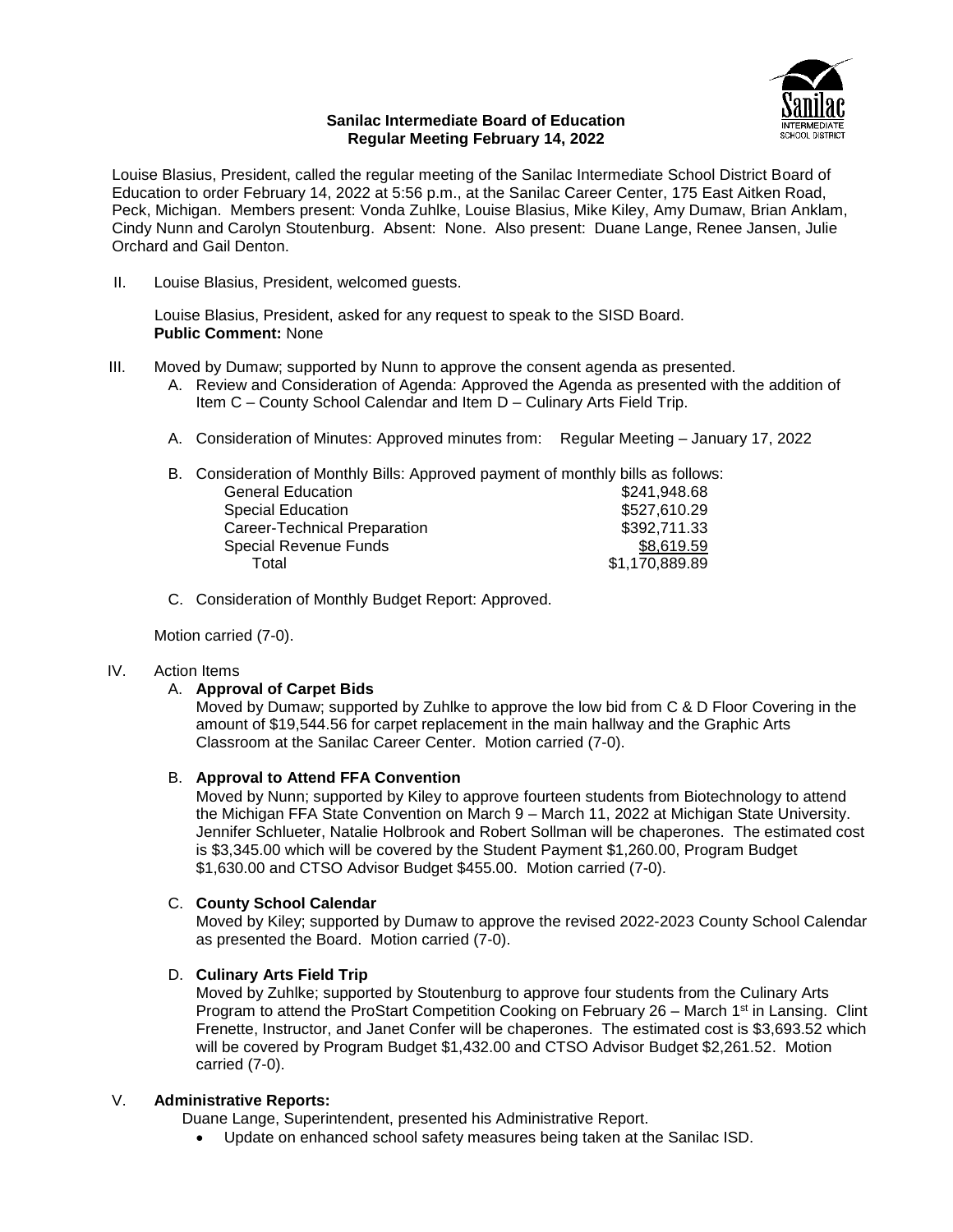**Sanilac Intermediate Board of Education**
**Regular Meeting February 14, 2022**

Louise Blasius, President, called the regular meeting of the Sanilac Intermediate School District Board of Education to order February 14, 2022 at 5:56 p.m., at the Sanilac Career Center, 175 East Aitken Road, Peck, Michigan. Members present: Vonda Zuhlke, Louise Blasius, Mike Kiley, Amy Dumaw, Brian Anklam, Cindy Nunn and Carolyn Stoutenburg. Absent: None. Also present: Duane Lange, Renee Jansen, Julie Orchard and Gail Denton.

II. Louise Blasius, President, welcomed guests.

Louise Blasius, President, asked for any request to speak to the SISD Board.
**Public Comment:** None

III. Moved by Dumaw; supported by Nunn to approve the consent agenda as presented.

A. Review and Consideration of Agenda: Approved the Agenda as presented with the addition of Item C – County School Calendar and Item D – Culinary Arts Field Trip.

A. Consideration of Minutes: Approved minutes from: Regular Meeting – January 17, 2022

B. Consideration of Monthly Bills: Approved payment of monthly bills as follows:

| | |
|---|---|
| General Education | $241,948.68 |
| Special Education | $527,610.29 |
| Career-Technical Preparation | $392,711.33 |
| Special Revenue Funds | $8,619.59 |
| Total | $1,170,889.89 |

C. Consideration of Monthly Budget Report: Approved.

Motion carried (7-0).

IV. Action Items

A. **Approval of Carpet Bids**
Moved by Dumaw; supported by Zuhlke to approve the low bid from C & D Floor Covering in the amount of $19,544.56 for carpet replacement in the main hallway and the Graphic Arts Classroom at the Sanilac Career Center. Motion carried (7-0).

B. **Approval to Attend FFA Convention**
Moved by Nunn; supported by Kiley to approve fourteen students from Biotechnology to attend the Michigan FFA State Convention on March 9 – March 11, 2022 at Michigan State University. Jennifer Schlueter, Natalie Holbrook and Robert Sollman will be chaperones. The estimated cost is $3,345.00 which will be covered by the Student Payment $1,260.00, Program Budget $1,630.00 and CTSO Advisor Budget $455.00. Motion carried (7-0).

C. **County School Calendar**
Moved by Kiley; supported by Dumaw to approve the revised 2022-2023 County School Calendar as presented the Board. Motion carried (7-0).

D. **Culinary Arts Field Trip**
Moved by Zuhlke; supported by Stoutenburg to approve four students from the Culinary Arts Program to attend the ProStart Competition Cooking on February 26 – March 1st in Lansing. Clint Frenette, Instructor, and Janet Confer will be chaperones. The estimated cost is $3,693.52 which will be covered by Program Budget $1,432.00 and CTSO Advisor Budget $2,261.52. Motion carried (7-0).

V. **Administrative Reports:**

Duane Lange, Superintendent, presented his Administrative Report.

- Update on enhanced school safety measures being taken at the Sanilac ISD.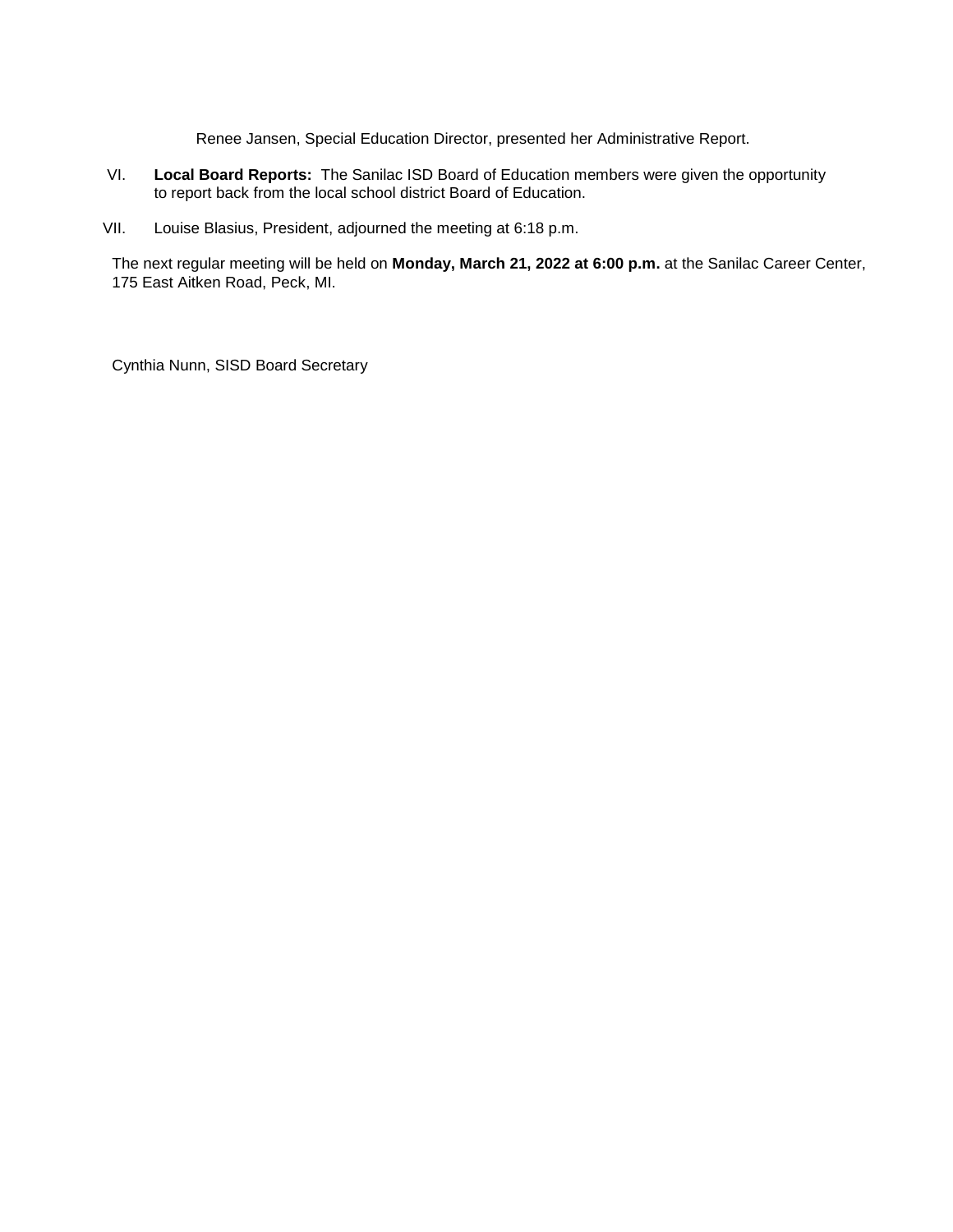Renee Jansen, Special Education Director, presented her Administrative Report.

VI. **Local Board Reports:** The Sanilac ISD Board of Education members were given the opportunity to report back from the local school district Board of Education.

VII. Louise Blasius, President, adjourned the meeting at 6:18 p.m.

The next regular meeting will be held on **Monday, March 21, 2022 at 6:00 p.m.** at the Sanilac Career Center, 175 East Aitken Road, Peck, MI.

Cynthia Nunn, SISD Board Secretary